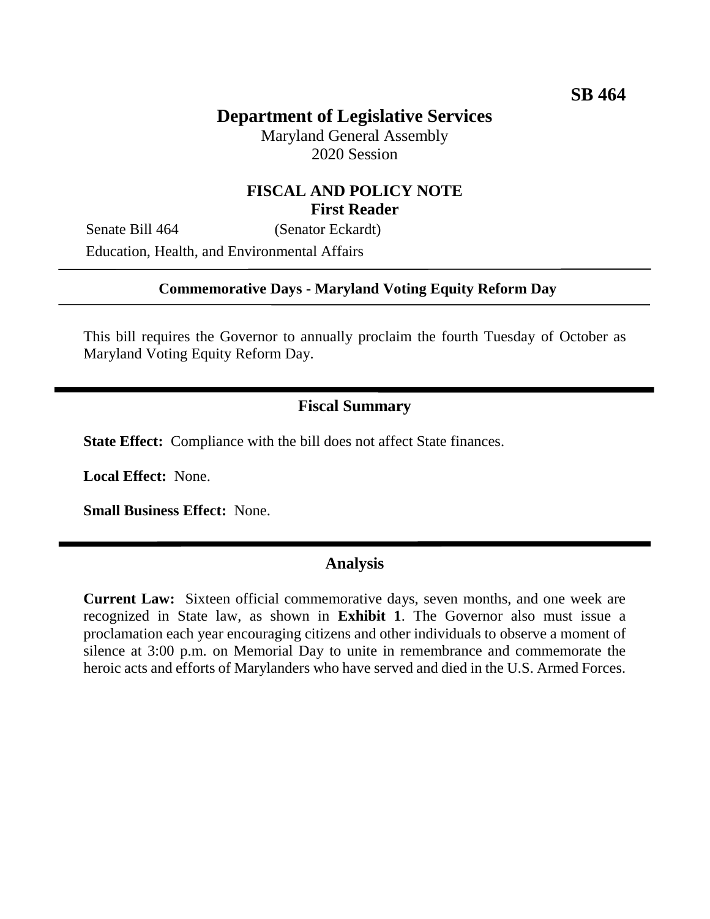**SB 464**

# Department of Legislative Services

Maryland General Assembly
2020 Session

## FISCAL AND POLICY NOTE
**First Reader**

Senate Bill 464 (Senator Eckardt)
Education, Health, and Environmental Affairs

---

**Commemorative Days - Maryland Voting Equity Reform Day**

---

This bill requires the Governor to annually proclaim the fourth Tuesday of October as Maryland Voting Equity Reform Day.

## Fiscal Summary

**State Effect:** Compliance with the bill does not affect State finances.

**Local Effect:** None.

**Small Business Effect:** None.

## Analysis

**Current Law:** Sixteen official commemorative days, seven months, and one week are recognized in State law, as shown in **Exhibit 1**. The Governor also must issue a proclamation each year encouraging citizens and other individuals to observe a moment of silence at 3:00 p.m. on Memorial Day to unite in remembrance and commemorate the heroic acts and efforts of Marylanders who have served and died in the U.S. Armed Forces.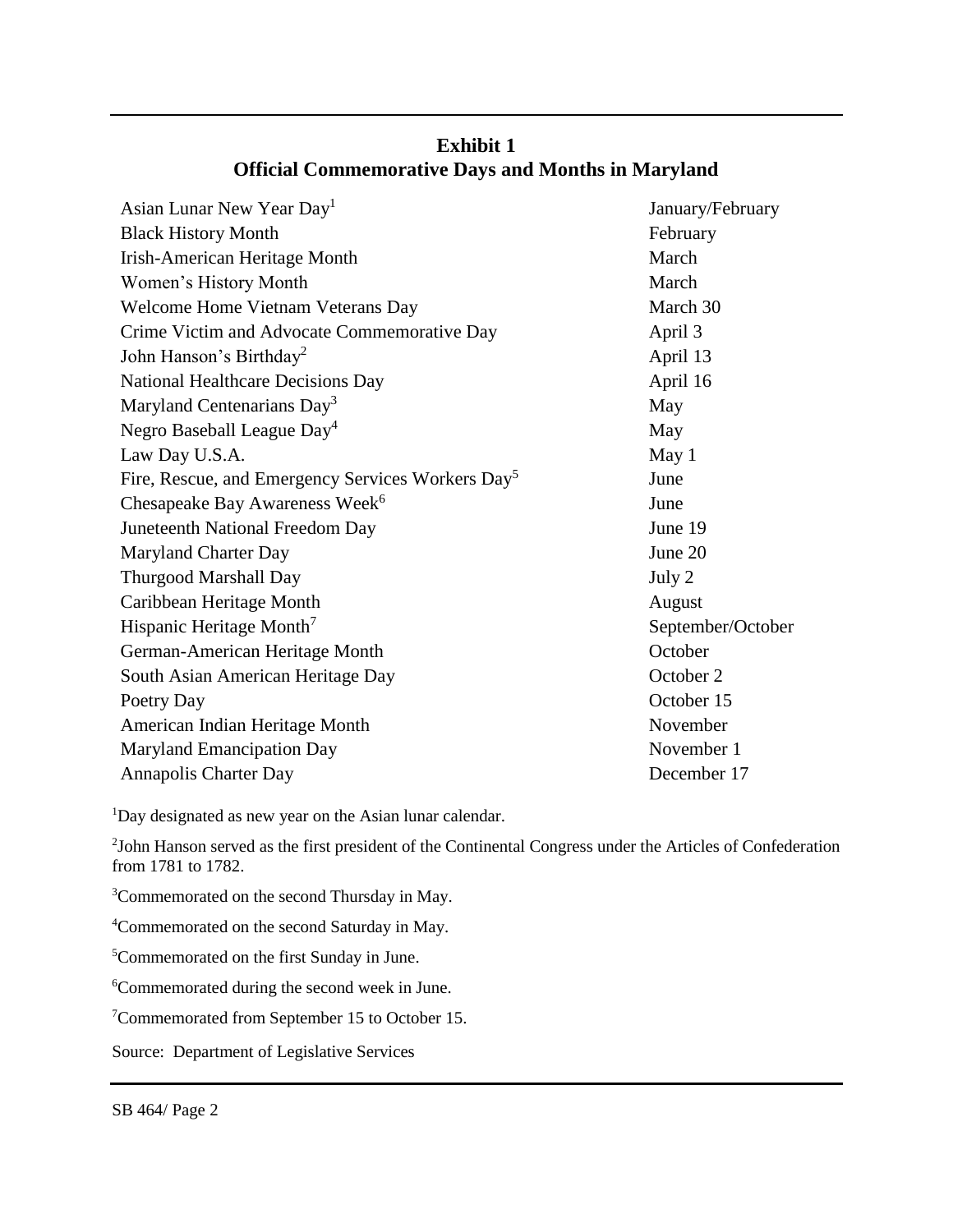**Exhibit 1**
**Official Commemorative Days and Months in Maryland**

| | |
|---|---|
| Asian Lunar New Year Day[1] | January/February |
| Black History Month | February |
| Irish-American Heritage Month | March |
| Women's History Month | March |
| Welcome Home Vietnam Veterans Day | March 30 |
| Crime Victim and Advocate Commemorative Day | April 3 |
| John Hanson's Birthday[2] | April 13 |
| National Healthcare Decisions Day | April 16 |
| Maryland Centenarians Day[3] | May |
| Negro Baseball League Day[4] | May |
| Law Day U.S.A. | May 1 |
| Fire, Rescue, and Emergency Services Workers Day[5] | June |
| Chesapeake Bay Awareness Week[6] | June |
| Juneteenth National Freedom Day | June 19 |
| Maryland Charter Day | June 20 |
| Thurgood Marshall Day | July 2 |
| Caribbean Heritage Month | August |
| Hispanic Heritage Month[7] | September/October |
| German-American Heritage Month | October |
| South Asian American Heritage Day | October 2 |
| Poetry Day | October 15 |
| American Indian Heritage Month | November |
| Maryland Emancipation Day | November 1 |
| Annapolis Charter Day | December 17 |

[1]Day designated as new year on the Asian lunar calendar.

[2]John Hanson served as the first president of the Continental Congress under the Articles of Confederation from 1781 to 1782.

[3]Commemorated on the second Thursday in May.

[4]Commemorated on the second Saturday in May.

[5]Commemorated on the first Sunday in June.

[6]Commemorated during the second week in June.

[7]Commemorated from September 15 to October 15.

Source: Department of Legislative Services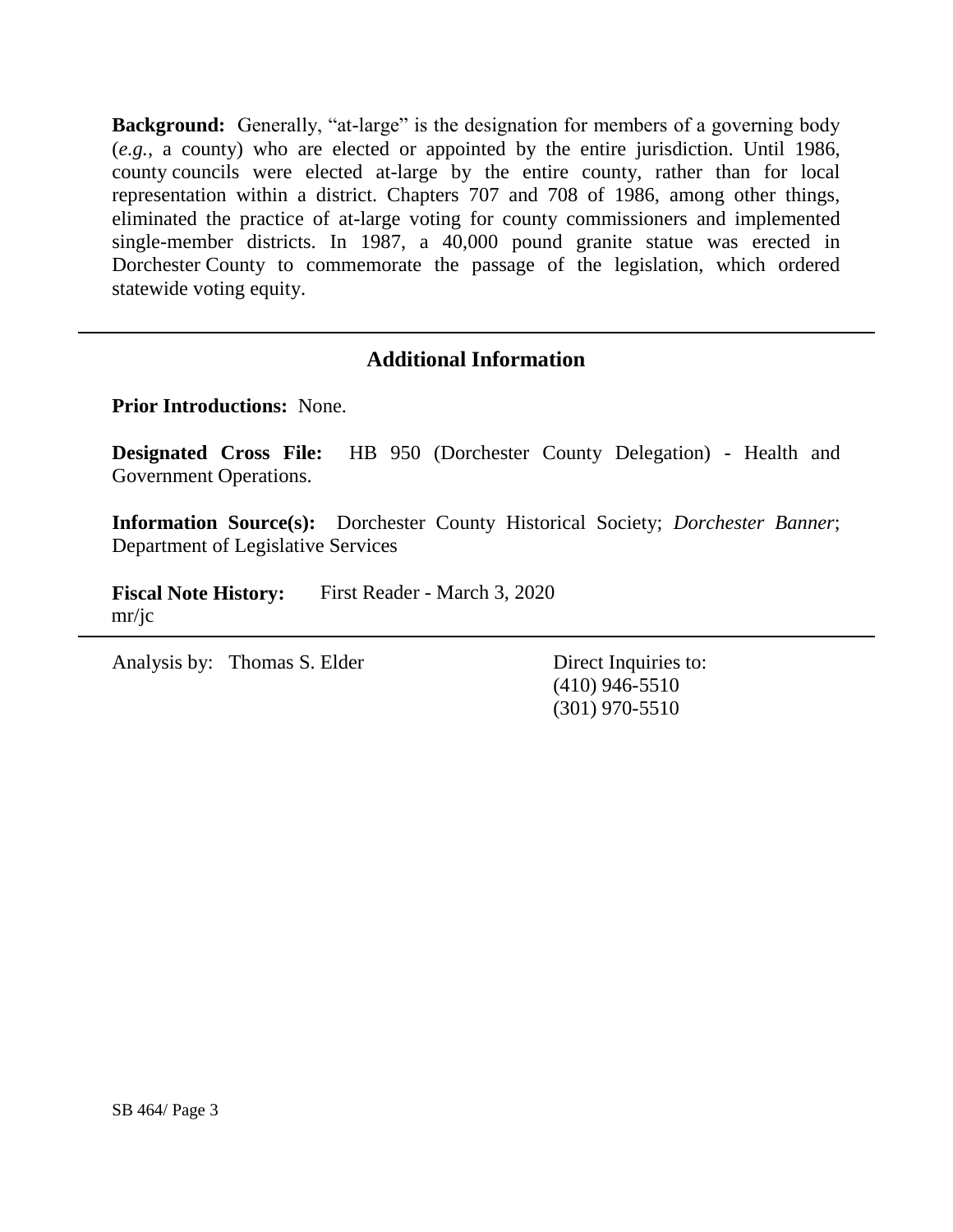**Background:** Generally, "at-large" is the designation for members of a governing body (*e.g.*, a county) who are elected or appointed by the entire jurisdiction. Until 1986, county councils were elected at-large by the entire county, rather than for local representation within a district. Chapters 707 and 708 of 1986, among other things, eliminated the practice of at-large voting for county commissioners and implemented single-member districts. In 1987, a 40,000 pound granite statue was erected in Dorchester County to commemorate the passage of the legislation, which ordered statewide voting equity.

---

## Additional Information

**Prior Introductions:** None.

**Designated Cross File:** HB 950 (Dorchester County Delegation) - Health and Government Operations.

**Information Source(s):** Dorchester County Historical Society; *Dorchester Banner*; Department of Legislative Services

**Fiscal Note History:** First Reader - March 3, 2020
mr/jc

---

Analysis by: Thomas S. Elder

Direct Inquiries to:
(410) 946-5510
(301) 970-5510